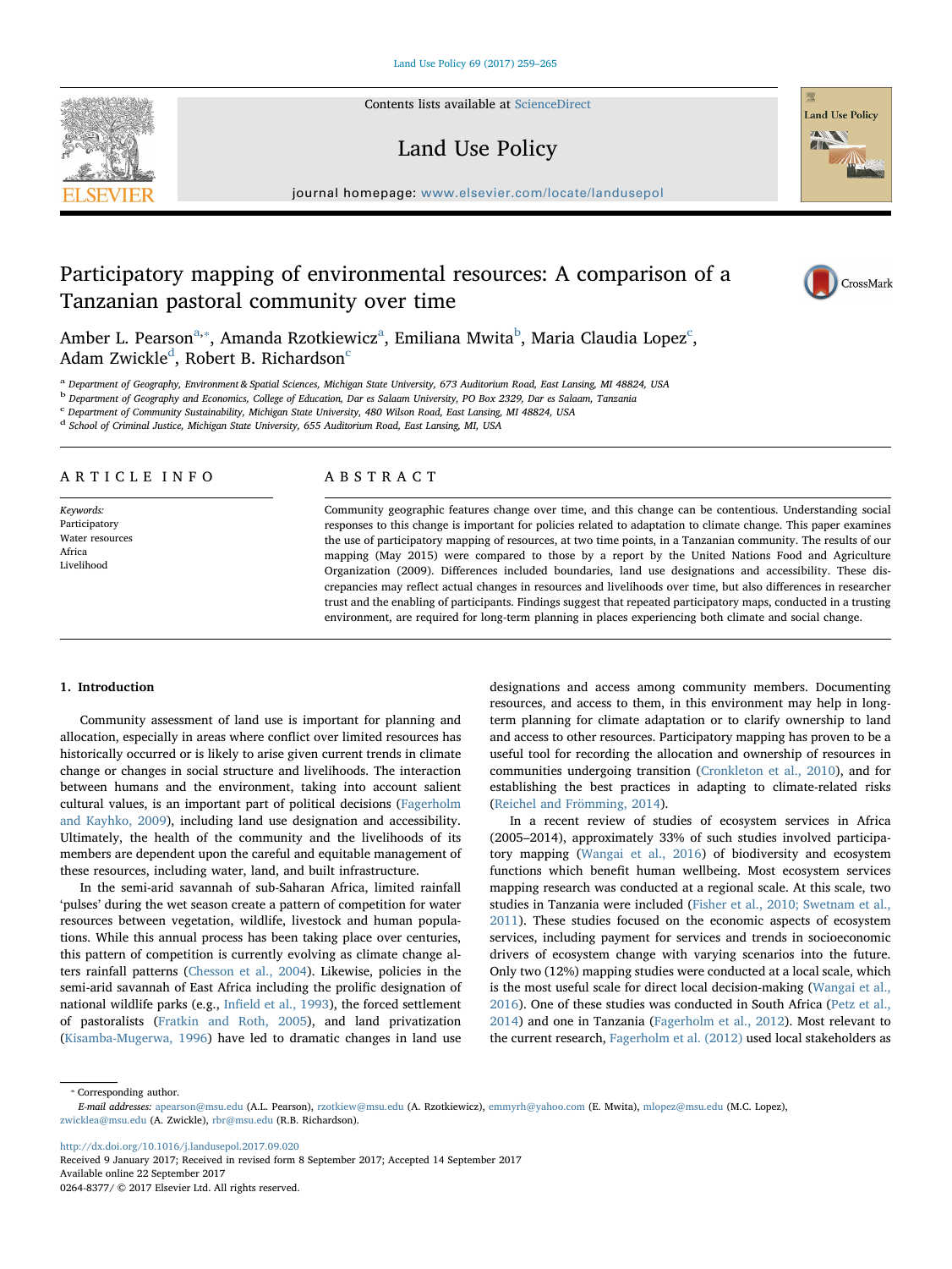# Participatory mapping of environmental resources: A comparison of a Tanzanian pastoral community over time

Amber L. Pearson[a,*], Amanda Rzotkiewicz[a], Emiliana Mwita[b], Maria Claudia Lopez[c], Adam Zwickle[d], Robert B. Richardson[c]

[a] Department of Geography, Environment & Spatial Sciences, Michigan State University, 673 Auditorium Road, East Lansing, MI 48824, USA

[b] Department of Geography and Economics, College of Education, Dar es Salaam University, PO Box 2329, Dar es Salaam, Tanzania

[c] Department of Community Sustainability, Michigan State University, 480 Wilson Road, East Lansing, MI 48824, USA

[d] School of Criminal Justice, Michigan State University, 655 Auditorium Road, East Lansing, MI, USA

## ARTICLE INFO

*Keywords:*
Participatory
Water resources
Africa
Livelihood

## ABSTRACT

Community geographic features change over time, and this change can be contentious. Understanding social responses to this change is important for policies related to adaptation to climate change. This paper examines the use of participatory mapping of resources, at two time points, in a Tanzanian community. The results of our mapping (May 2015) were compared to those by a report by the United Nations Food and Agriculture Organization (2009). Differences included boundaries, land use designations and accessibility. These discrepancies may reflect actual changes in resources and livelihoods over time, but also differences in researcher trust and the enabling of participants. Findings suggest that repeated participatory maps, conducted in a trusting environment, are required for long-term planning in places experiencing both climate and social change.

## 1. Introduction

Community assessment of land use is important for planning and allocation, especially in areas where conflict over limited resources has historically occurred or is likely to arise given current trends in climate change or changes in social structure and livelihoods. The interaction between humans and the environment, taking into account salient cultural values, is an important part of political decisions (Fagerholm and Kayhko, 2009), including land use designation and accessibility. Ultimately, the health of the community and the livelihoods of its members are dependent upon the careful and equitable management of these resources, including water, land, and built infrastructure.

In the semi-arid savannah of sub-Saharan Africa, limited rainfall 'pulses' during the wet season create a pattern of competition for water resources between vegetation, wildlife, livestock and human populations. While this annual process has been taking place over centuries, this pattern of competition is currently evolving as climate change alters rainfall patterns (Chesson et al., 2004). Likewise, policies in the semi-arid savannah of East Africa including the prolific designation of national wildlife parks (e.g., Infield et al., 1993), the forced settlement of pastoralists (Fratkin and Roth, 2005), and land privatization (Kisamba-Mugerwa, 1996) have led to dramatic changes in land use designations and access among community members. Documenting resources, and access to them, in this environment may help in long-term planning for climate adaptation or to clarify ownership to land and access to other resources. Participatory mapping has proven to be a useful tool for recording the allocation and ownership of resources in communities undergoing transition (Cronkleton et al., 2010), and for establishing the best practices in adapting to climate-related risks (Reichel and Frömming, 2014).

In a recent review of studies of ecosystem services in Africa (2005–2014), approximately 33% of such studies involved participatory mapping (Wangai et al., 2016) of biodiversity and ecosystem functions which benefit human wellbeing. Most ecosystem services mapping research was conducted at a regional scale. At this scale, two studies in Tanzania were included (Fisher et al., 2010; Swetnam et al., 2011). These studies focused on the economic aspects of ecosystem services, including payment for services and trends in socioeconomic drivers of ecosystem change with varying scenarios into the future. Only two (12%) mapping studies were conducted at a local scale, which is the most useful scale for direct local decision-making (Wangai et al., 2016). One of these studies was conducted in South Africa (Petz et al., 2014) and one in Tanzania (Fagerholm et al., 2012). Most relevant to the current research, Fagerholm et al. (2012) used local stakeholders as

* Corresponding author.
*E-mail addresses:* apearson@msu.edu (A.L. Pearson), rzotkiew@msu.edu (A. Rzotkiewicz), emmyrh@yahoo.com (E. Mwita), mlopez@msu.edu (M.C. Lopez), zwicklea@msu.edu (A. Zwickle), rbr@msu.edu (R.B. Richardson).

http://dx.doi.org/10.1016/j.landusepol.2017.09.020
Received 9 January 2017; Received in revised form 8 September 2017; Accepted 14 September 2017
Available online 22 September 2017
0264-8377/ © 2017 Elsevier Ltd. All rights reserved.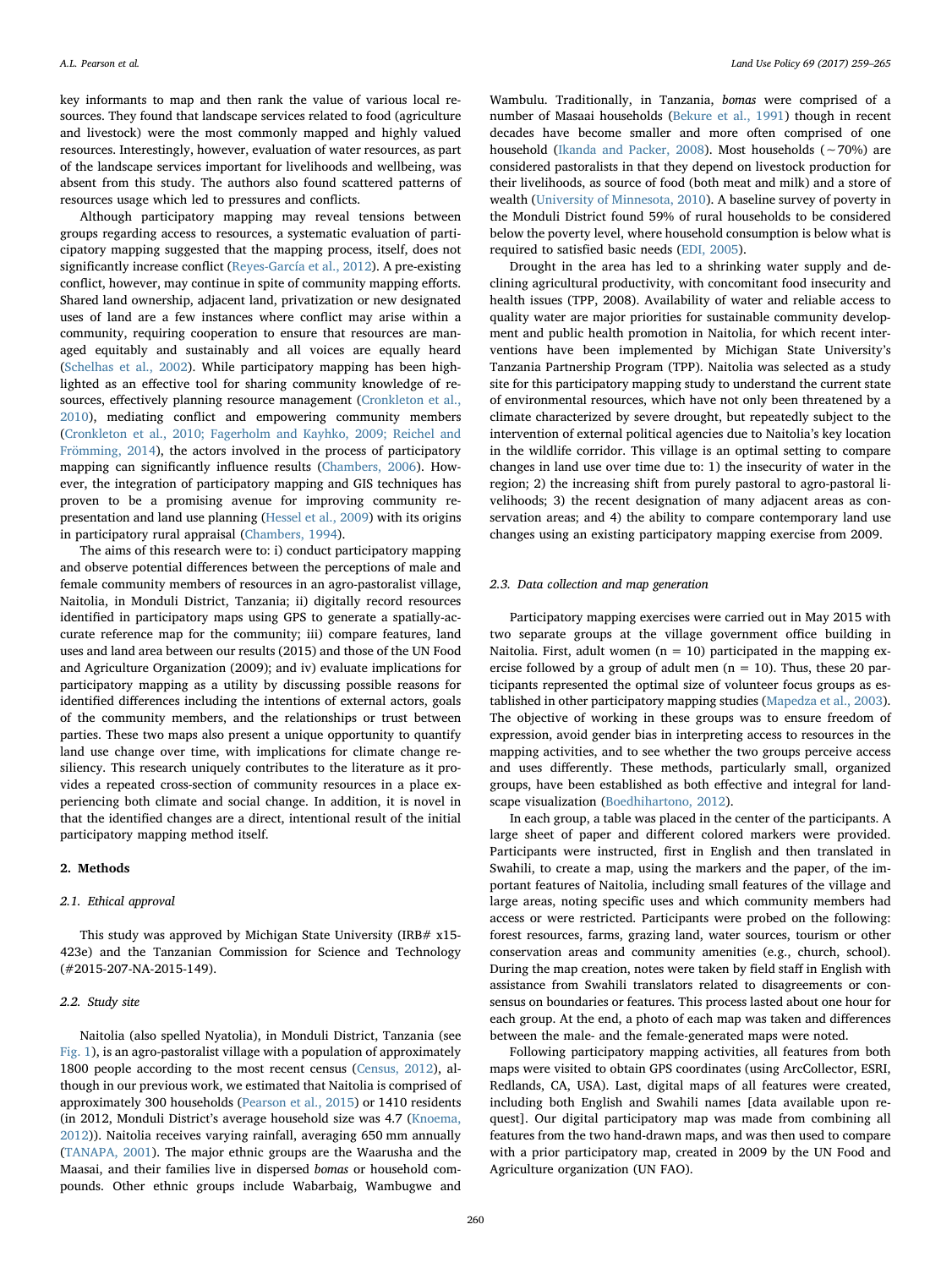key informants to map and then rank the value of various local resources. They found that landscape services related to food (agriculture and livestock) were the most commonly mapped and highly valued resources. Interestingly, however, evaluation of water resources, as part of the landscape services important for livelihoods and wellbeing, was absent from this study. The authors also found scattered patterns of resources usage which led to pressures and conflicts.

Although participatory mapping may reveal tensions between groups regarding access to resources, a systematic evaluation of participatory mapping suggested that the mapping process, itself, does not significantly increase conflict (Reyes-García et al., 2012). A pre-existing conflict, however, may continue in spite of community mapping efforts. Shared land ownership, adjacent land, privatization or new designated uses of land are a few instances where conflict may arise within a community, requiring cooperation to ensure that resources are managed equitably and sustainably and all voices are equally heard (Schelhas et al., 2002). While participatory mapping has been highlighted as an effective tool for sharing community knowledge of resources, effectively planning resource management (Cronkleton et al., 2010), mediating conflict and empowering community members (Cronkleton et al., 2010; Fagerholm and Kayhko, 2009; Reichel and Frömming, 2014), the actors involved in the process of participatory mapping can significantly influence results (Chambers, 2006). However, the integration of participatory mapping and GIS techniques has proven to be a promising avenue for improving community representation and land use planning (Hessel et al., 2009) with its origins in participatory rural appraisal (Chambers, 1994).

The aims of this research were to: i) conduct participatory mapping and observe potential differences between the perceptions of male and female community members of resources in an agro-pastoralist village, Naitolia, in Monduli District, Tanzania; ii) digitally record resources identified in participatory maps using GPS to generate a spatially-accurate reference map for the community; iii) compare features, land uses and land area between our results (2015) and those of the UN Food and Agriculture Organization (2009); and iv) evaluate implications for participatory mapping as a utility by discussing possible reasons for identified differences including the intentions of external actors, goals of the community members, and the relationships or trust between parties. These two maps also present a unique opportunity to quantify land use change over time, with implications for climate change resiliency. This research uniquely contributes to the literature as it provides a repeated cross-section of community resources in a place experiencing both climate and social change. In addition, it is novel in that the identified changes are a direct, intentional result of the initial participatory mapping method itself.

## 2. Methods

### 2.1. Ethical approval

This study was approved by Michigan State University (IRB# x15-423e) and the Tanzanian Commission for Science and Technology (#2015-207-NA-2015-149).

### 2.2. Study site

Naitolia (also spelled Nyatolia), in Monduli District, Tanzania (see Fig. 1), is an agro-pastoralist village with a population of approximately 1800 people according to the most recent census (Census, 2012), although in our previous work, we estimated that Naitolia is comprised of approximately 300 households (Pearson et al., 2015) or 1410 residents (in 2012, Monduli District's average household size was 4.7 (Knoema, 2012)). Naitolia receives varying rainfall, averaging 650 mm annually (TANAPA, 2001). The major ethnic groups are the Waarusha and the Maasai, and their families live in dispersed *bomas* or household compounds. Other ethnic groups include Wabarbaig, Wambugwe and Wambulu. Traditionally, in Tanzania, *bomas* were comprised of a number of Masaai households (Bekure et al., 1991) though in recent decades have become smaller and more often comprised of one household (Ikanda and Packer, 2008). Most households (~70%) are considered pastoralists in that they depend on livestock production for their livelihoods, as source of food (both meat and milk) and a store of wealth (University of Minnesota, 2010). A baseline survey of poverty in the Monduli District found 59% of rural households to be considered below the poverty level, where household consumption is below what is required to satisfied basic needs (EDI, 2005).

Drought in the area has led to a shrinking water supply and declining agricultural productivity, with concomitant food insecurity and health issues (TPP, 2008). Availability of water and reliable access to quality water are major priorities for sustainable community development and public health promotion in Naitolia, for which recent interventions have been implemented by Michigan State University's Tanzania Partnership Program (TPP). Naitolia was selected as a study site for this participatory mapping study to understand the current state of environmental resources, which have not only been threatened by a climate characterized by severe drought, but repeatedly subject to the intervention of external political agencies due to Naitolia's key location in the wildlife corridor. This village is an optimal setting to compare changes in land use over time due to: 1) the insecurity of water in the region; 2) the increasing shift from purely pastoral to agro-pastoral livelihoods; 3) the recent designation of many adjacent areas as conservation areas; and 4) the ability to compare contemporary land use changes using an existing participatory mapping exercise from 2009.

### 2.3. Data collection and map generation

Participatory mapping exercises were carried out in May 2015 with two separate groups at the village government office building in Naitolia. First, adult women (n = 10) participated in the mapping exercise followed by a group of adult men (n = 10). Thus, these 20 participants represented the optimal size of volunteer focus groups as established in other participatory mapping studies (Mapedza et al., 2003). The objective of working in these groups was to ensure freedom of expression, avoid gender bias in interpreting access to resources in the mapping activities, and to see whether the two groups perceive access and uses differently. These methods, particularly small, organized groups, have been established as both effective and integral for landscape visualization (Boedhihartono, 2012).

In each group, a table was placed in the center of the participants. A large sheet of paper and different colored markers were provided. Participants were instructed, first in English and then translated in Swahili, to create a map, using the markers and the paper, of the important features of Naitolia, including small features of the village and large areas, noting specific uses and which community members had access or were restricted. Participants were probed on the following: forest resources, farms, grazing land, water sources, tourism or other conservation areas and community amenities (e.g., church, school). During the map creation, notes were taken by field staff in English with assistance from Swahili translators related to disagreements or consensus on boundaries or features. This process lasted about one hour for each group. At the end, a photo of each map was taken and differences between the male- and the female-generated maps were noted.

Following participatory mapping activities, all features from both maps were visited to obtain GPS coordinates (using ArcCollector, ESRI, Redlands, CA, USA). Last, digital maps of all features were created, including both English and Swahili names [data available upon request]. Our digital participatory map was made from combining all features from the two hand-drawn maps, and was then used to compare with a prior participatory map, created in 2009 by the UN Food and Agriculture organization (UN FAO).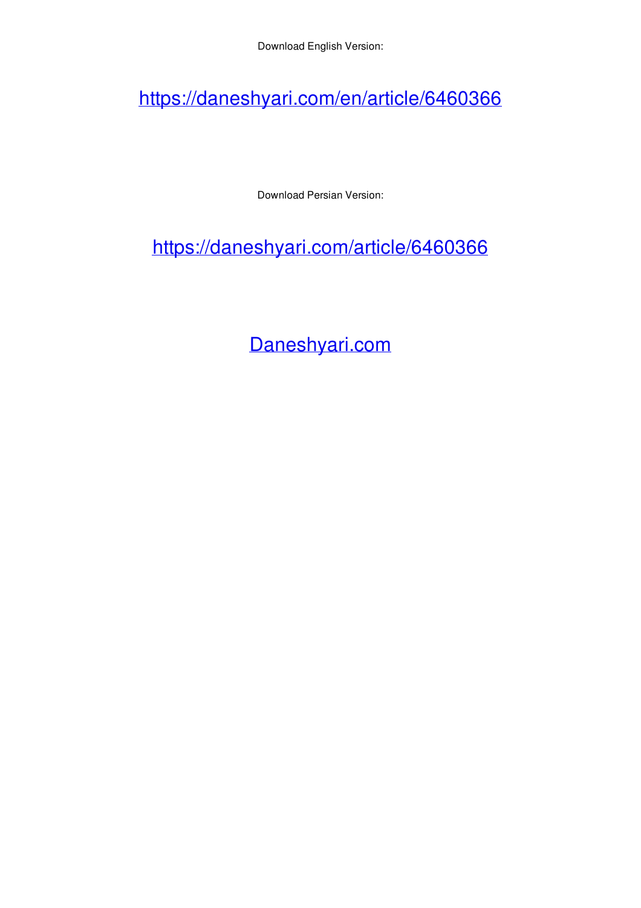Download English Version:

[https://daneshyari.com/en/article/6460366](https://daneshyari.com/en/article/6460366)

Download Persian Version:

[https://daneshyari.com/article/6460366](https://daneshyari.com/article/6460366)

[Daneshyari.com](https://daneshyari.com)